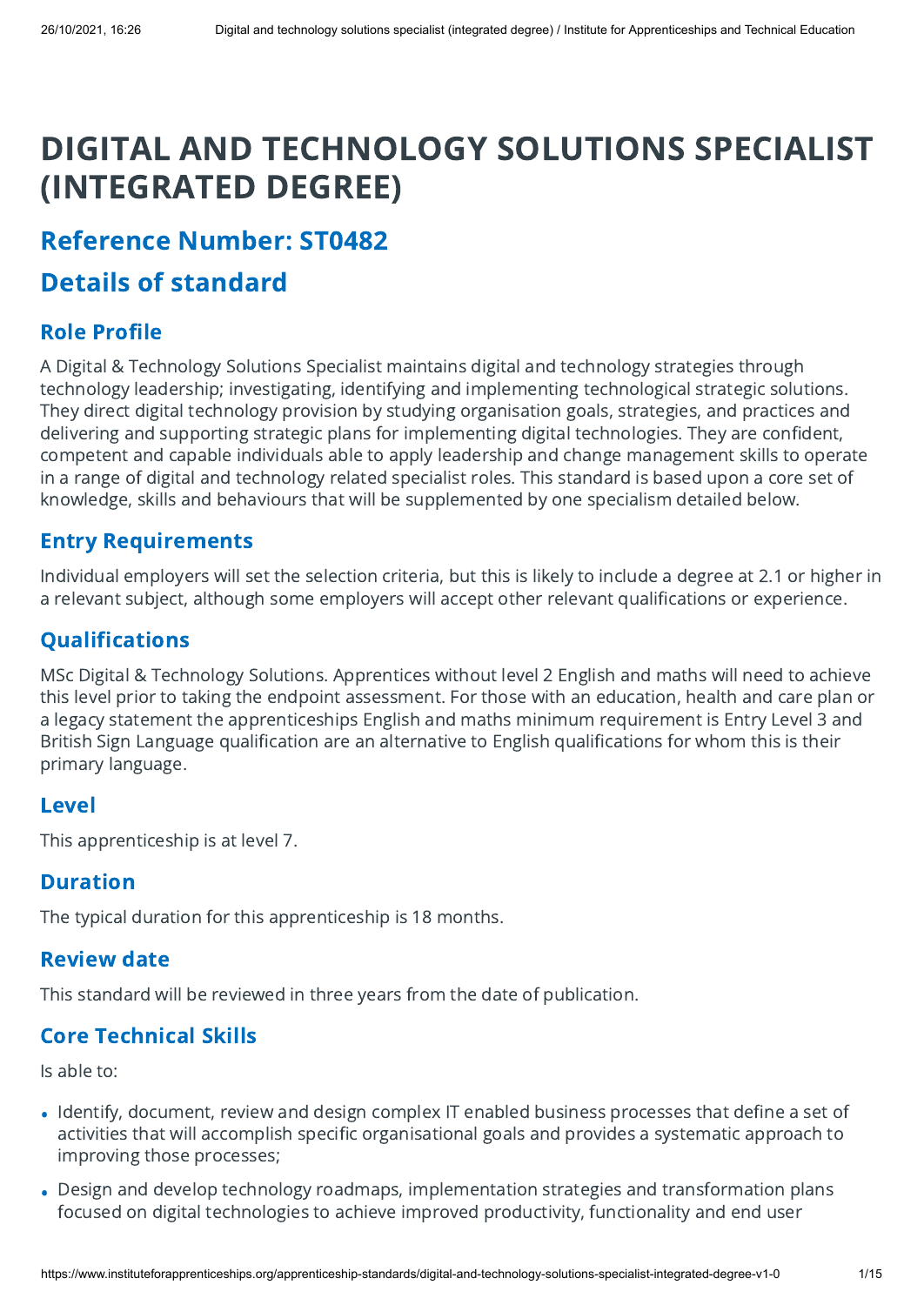# DIGITAL AND TECHNOLOGY SOLUTIONS SPECIALIST (INTEGRATED DEGREE)

## Reference Number: ST0482

## Details of standard

### Role Profile

A Digital & Technology Solutions Specialist maintains digital and technology strategies through technology leadership; investigating, identifying and implementing technological strategic solutions. They direct digital technology provision by studying organisation goals, strategies, and practices and delivering and supporting strategic plans for implementing digital technologies. They are confident, competent and capable individuals able to apply leadership and change management skills to operate in a range of digital and technology related specialist roles. This standard is based upon a core set of knowledge, skills and behaviours that will be supplemented by one specialism detailed below.

### Entry Requirements

Individual employers will set the selection criteria, but this is likely to include a degree at 2.1 or higher in a relevant subject, although some employers will accept other relevant qualifications or experience.

### Qualifications

MSc Digital & Technology Solutions. Apprentices without level 2 English and maths will need to achieve this level prior to taking the endpoint assessment. For those with an education, health and care plan or a legacy statement the apprenticeships English and maths minimum requirement is Entry Level 3 and British Sign Language qualification are an alternative to English qualifications for whom this is their primary language.

### Level

This apprenticeship is at level 7.

### Duration

The typical duration for this apprenticeship is 18 months.

### Review date

This standard will be reviewed in three years from the date of publication.

### Core Technical Skills

Is able to:

- Identify, document, review and design complex IT enabled business processes that define a set of activities that will accomplish specific organisational goals and provides a systematic approach to improving those processes;
- Design and develop technology roadmaps, implementation strategies and transformation plans focused on digital technologies to achieve improved productivity, functionality and end user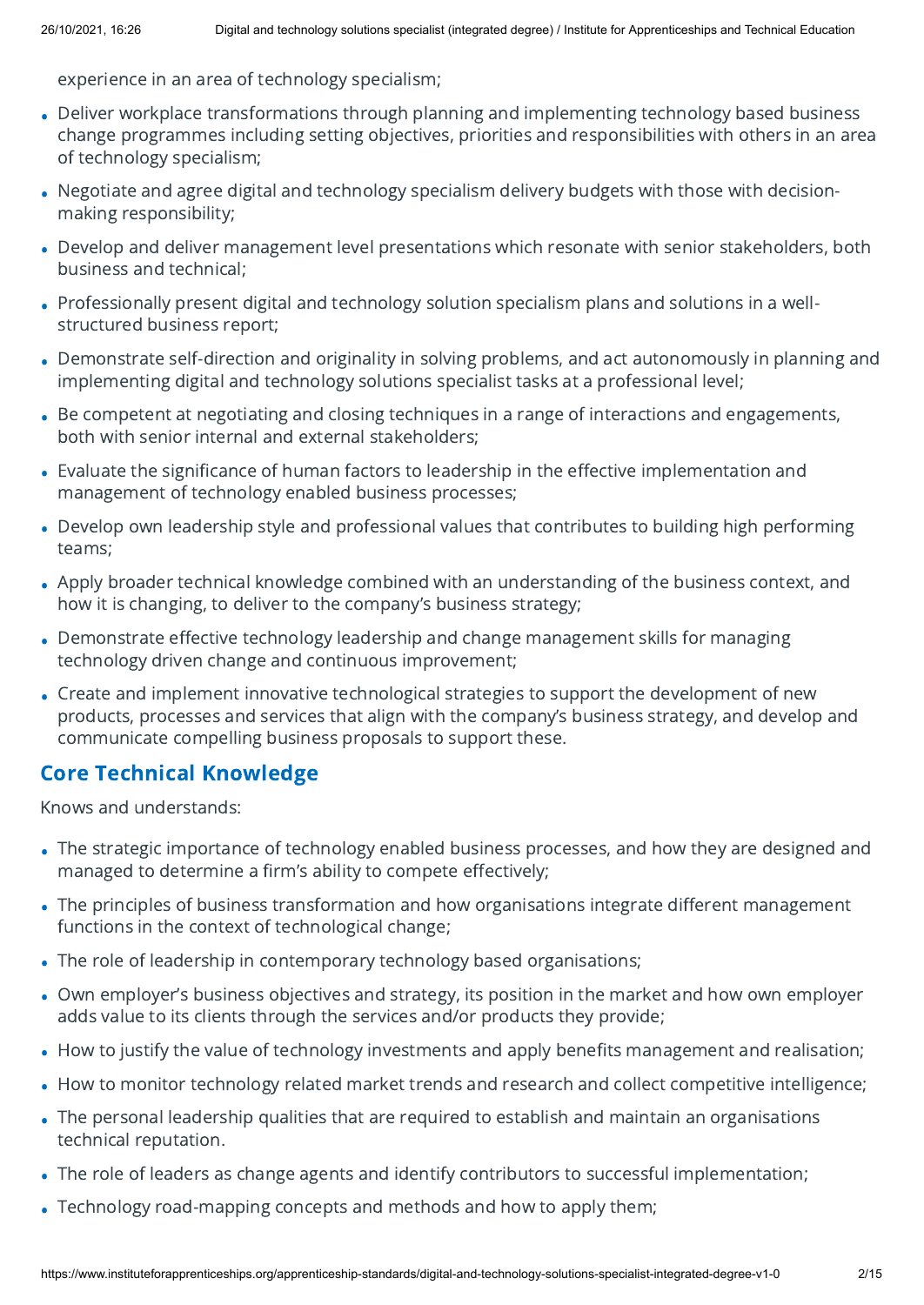experience in an area of technology specialism;

- Deliver workplace transformations through planning and implementing technology based business change programmes including setting objectives, priorities and responsibilities with others in an area of technology specialism;
- Negotiate and agree digital and technology specialism delivery budgets with those with decision-making responsibility;
- Develop and deliver management level presentations which resonate with senior stakeholders, both business and technical;
- Professionally present digital and technology solution specialism plans and solutions in a well-structured business report;
- Demonstrate self-direction and originality in solving problems, and act autonomously in planning and implementing digital and technology solutions specialist tasks at a professional level;
- Be competent at negotiating and closing techniques in a range of interactions and engagements, both with senior internal and external stakeholders;
- Evaluate the significance of human factors to leadership in the effective implementation and management of technology enabled business processes;
- Develop own leadership style and professional values that contributes to building high performing teams;
- Apply broader technical knowledge combined with an understanding of the business context, and how it is changing, to deliver to the company's business strategy;
- Demonstrate effective technology leadership and change management skills for managing technology driven change and continuous improvement;
- Create and implement innovative technological strategies to support the development of new products, processes and services that align with the company's business strategy, and develop and communicate compelling business proposals to support these.

## Core Technical Knowledge

Knows and understands:

- The strategic importance of technology enabled business processes, and how they are designed and managed to determine a firm's ability to compete effectively;
- The principles of business transformation and how organisations integrate different management functions in the context of technological change;
- The role of leadership in contemporary technology based organisations;
- Own employer's business objectives and strategy, its position in the market and how own employer adds value to its clients through the services and/or products they provide;
- How to justify the value of technology investments and apply benefits management and realisation;
- How to monitor technology related market trends and research and collect competitive intelligence;
- The personal leadership qualities that are required to establish and maintain an organisations technical reputation.
- The role of leaders as change agents and identify contributors to successful implementation;
- Technology road-mapping concepts and methods and how to apply them;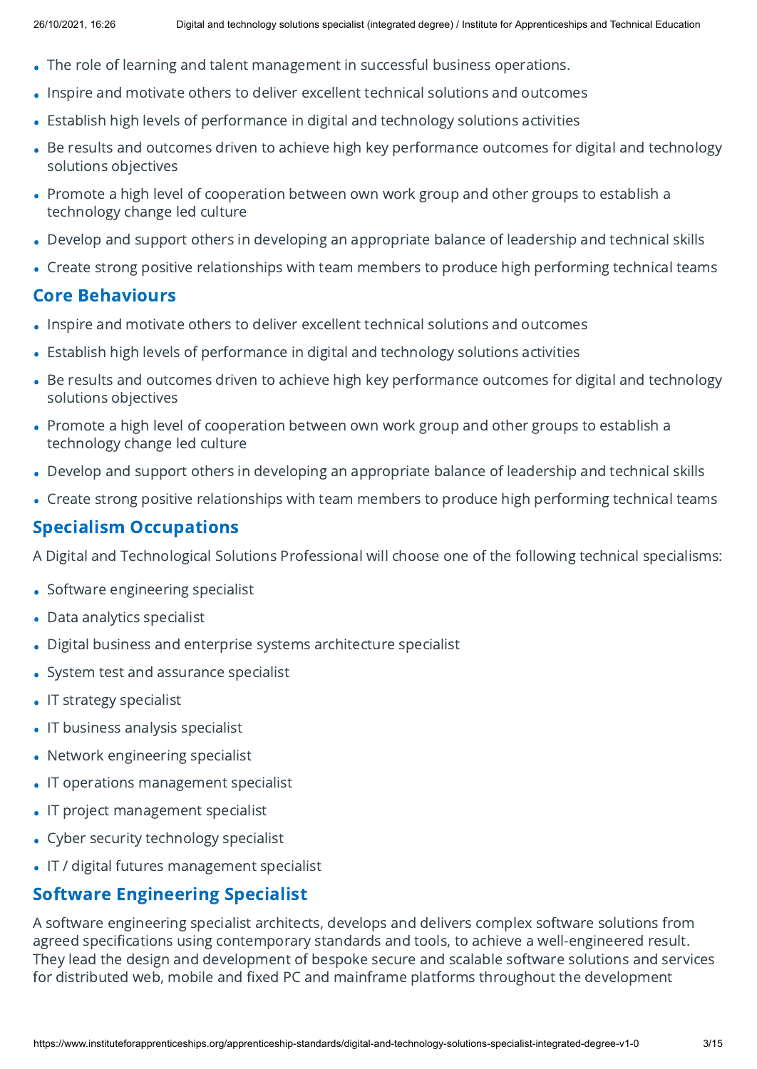- The role of learning and talent management in successful business operations.
- Inspire and motivate others to deliver excellent technical solutions and outcomes
- Establish high levels of performance in digital and technology solutions activities
- Be results and outcomes driven to achieve high key performance outcomes for digital and technology solutions objectives
- Promote a high level of cooperation between own work group and other groups to establish a technology change led culture
- Develop and support others in developing an appropriate balance of leadership and technical skills
- Create strong positive relationships with team members to produce high performing technical teams

## Core Behaviours

- Inspire and motivate others to deliver excellent technical solutions and outcomes
- Establish high levels of performance in digital and technology solutions activities
- Be results and outcomes driven to achieve high key performance outcomes for digital and technology solutions objectives
- Promote a high level of cooperation between own work group and other groups to establish a technology change led culture
- Develop and support others in developing an appropriate balance of leadership and technical skills
- Create strong positive relationships with team members to produce high performing technical teams

## Specialism Occupations

A Digital and Technological Solutions Professional will choose one of the following technical specialisms:

- Software engineering specialist
- Data analytics specialist
- Digital business and enterprise systems architecture specialist
- System test and assurance specialist
- IT strategy specialist
- IT business analysis specialist
- Network engineering specialist
- IT operations management specialist
- IT project management specialist
- Cyber security technology specialist
- IT / digital futures management specialist

## Software Engineering Specialist

A software engineering specialist architects, develops and delivers complex software solutions from agreed specifications using contemporary standards and tools, to achieve a well-engineered result. They lead the design and development of bespoke secure and scalable software solutions and services for distributed web, mobile and fixed PC and mainframe platforms throughout the development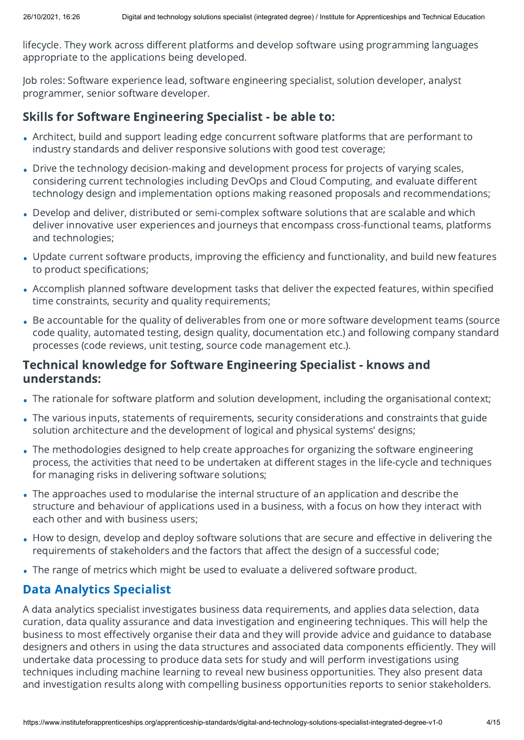lifecycle. They work across different platforms and develop software using programming languages appropriate to the applications being developed.

Job roles: Software experience lead, software engineering specialist, solution developer, analyst programmer, senior software developer.

### Skills for Software Engineering Specialist - be able to:

- Architect, build and support leading edge concurrent software platforms that are performant to industry standards and deliver responsive solutions with good test coverage;
- Drive the technology decision-making and development process for projects of varying scales, considering current technologies including DevOps and Cloud Computing, and evaluate different technology design and implementation options making reasoned proposals and recommendations;
- Develop and deliver, distributed or semi-complex software solutions that are scalable and which deliver innovative user experiences and journeys that encompass cross-functional teams, platforms and technologies;
- Update current software products, improving the efficiency and functionality, and build new features to product specifications;
- Accomplish planned software development tasks that deliver the expected features, within specified time constraints, security and quality requirements;
- Be accountable for the quality of deliverables from one or more software development teams (source code quality, automated testing, design quality, documentation etc.) and following company standard processes (code reviews, unit testing, source code management etc.).

### Technical knowledge for Software Engineering Specialist - knows and understands:

- The rationale for software platform and solution development, including the organisational context;
- The various inputs, statements of requirements, security considerations and constraints that guide solution architecture and the development of logical and physical systems' designs;
- The methodologies designed to help create approaches for organizing the software engineering process, the activities that need to be undertaken at different stages in the life-cycle and techniques for managing risks in delivering software solutions;
- The approaches used to modularise the internal structure of an application and describe the structure and behaviour of applications used in a business, with a focus on how they interact with each other and with business users;
- How to design, develop and deploy software solutions that are secure and effective in delivering the requirements of stakeholders and the factors that affect the design of a successful code;
- The range of metrics which might be used to evaluate a delivered software product.

## Data Analytics Specialist

A data analytics specialist investigates business data requirements, and applies data selection, data curation, data quality assurance and data investigation and engineering techniques. This will help the business to most effectively organise their data and they will provide advice and guidance to database designers and others in using the data structures and associated data components efficiently. They will undertake data processing to produce data sets for study and will perform investigations using techniques including machine learning to reveal new business opportunities. They also present data and investigation results along with compelling business opportunities reports to senior stakeholders.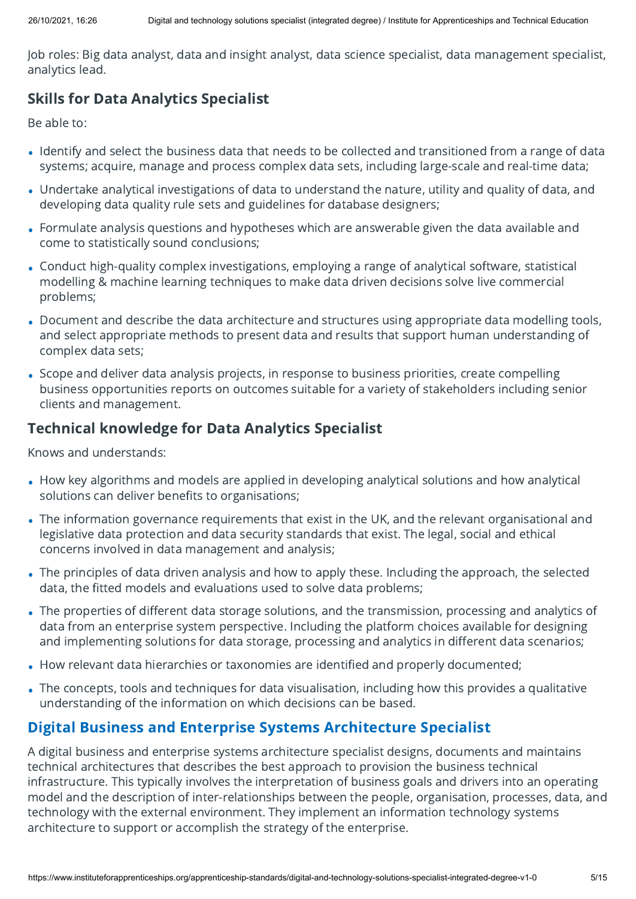Job roles: Big data analyst, data and insight analyst, data science specialist, data management specialist, analytics lead.

### Skills for Data Analytics Specialist

Be able to:

- Identify and select the business data that needs to be collected and transitioned from a range of data systems; acquire, manage and process complex data sets, including large-scale and real-time data;
- Undertake analytical investigations of data to understand the nature, utility and quality of data, and developing data quality rule sets and guidelines for database designers;
- Formulate analysis questions and hypotheses which are answerable given the data available and come to statistically sound conclusions;
- Conduct high-quality complex investigations, employing a range of analytical software, statistical modelling & machine learning techniques to make data driven decisions solve live commercial problems;
- Document and describe the data architecture and structures using appropriate data modelling tools, and select appropriate methods to present data and results that support human understanding of complex data sets;
- Scope and deliver data analysis projects, in response to business priorities, create compelling business opportunities reports on outcomes suitable for a variety of stakeholders including senior clients and management.

### Technical knowledge for Data Analytics Specialist

Knows and understands:

- How key algorithms and models are applied in developing analytical solutions and how analytical solutions can deliver benefits to organisations;
- The information governance requirements that exist in the UK, and the relevant organisational and legislative data protection and data security standards that exist. The legal, social and ethical concerns involved in data management and analysis;
- The principles of data driven analysis and how to apply these. Including the approach, the selected data, the fitted models and evaluations used to solve data problems;
- The properties of different data storage solutions, and the transmission, processing and analytics of data from an enterprise system perspective. Including the platform choices available for designing and implementing solutions for data storage, processing and analytics in different data scenarios;
- How relevant data hierarchies or taxonomies are identified and properly documented;
- The concepts, tools and techniques for data visualisation, including how this provides a qualitative understanding of the information on which decisions can be based.

## Digital Business and Enterprise Systems Architecture Specialist

A digital business and enterprise systems architecture specialist designs, documents and maintains technical architectures that describes the best approach to provision the business technical infrastructure. This typically involves the interpretation of business goals and drivers into an operating model and the description of inter-relationships between the people, organisation, processes, data, and technology with the external environment. They implement an information technology systems architecture to support or accomplish the strategy of the enterprise.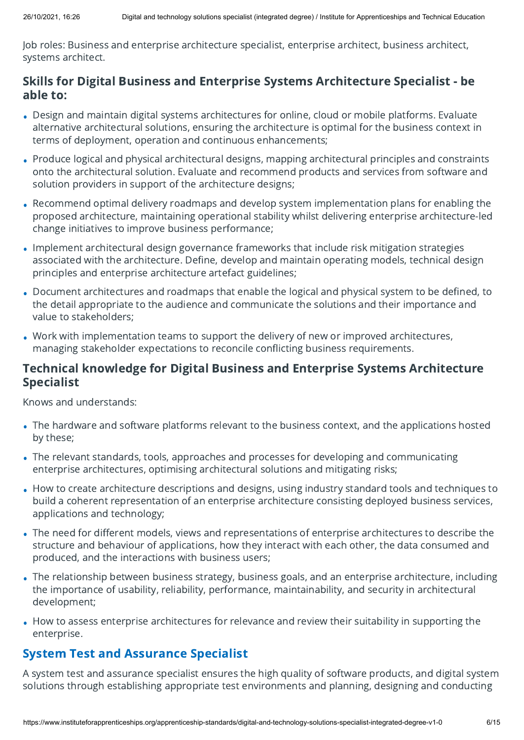Job roles: Business and enterprise architecture specialist, enterprise architect, business architect, systems architect.

### Skills for Digital Business and Enterprise Systems Architecture Specialist - be able to:

- Design and maintain digital systems architectures for online, cloud or mobile platforms. Evaluate alternative architectural solutions, ensuring the architecture is optimal for the business context in terms of deployment, operation and continuous enhancements;
- Produce logical and physical architectural designs, mapping architectural principles and constraints onto the architectural solution. Evaluate and recommend products and services from software and solution providers in support of the architecture designs;
- Recommend optimal delivery roadmaps and develop system implementation plans for enabling the proposed architecture, maintaining operational stability whilst delivering enterprise architecture-led change initiatives to improve business performance;
- Implement architectural design governance frameworks that include risk mitigation strategies associated with the architecture. Define, develop and maintain operating models, technical design principles and enterprise architecture artefact guidelines;
- Document architectures and roadmaps that enable the logical and physical system to be defined, to the detail appropriate to the audience and communicate the solutions and their importance and value to stakeholders;
- Work with implementation teams to support the delivery of new or improved architectures, managing stakeholder expectations to reconcile conflicting business requirements.

### Technical knowledge for Digital Business and Enterprise Systems Architecture Specialist

Knows and understands:

- The hardware and software platforms relevant to the business context, and the applications hosted by these;
- The relevant standards, tools, approaches and processes for developing and communicating enterprise architectures, optimising architectural solutions and mitigating risks;
- How to create architecture descriptions and designs, using industry standard tools and techniques to build a coherent representation of an enterprise architecture consisting deployed business services, applications and technology;
- The need for different models, views and representations of enterprise architectures to describe the structure and behaviour of applications, how they interact with each other, the data consumed and produced, and the interactions with business users;
- The relationship between business strategy, business goals, and an enterprise architecture, including the importance of usability, reliability, performance, maintainability, and security in architectural development;
- How to assess enterprise architectures for relevance and review their suitability in supporting the enterprise.

## System Test and Assurance Specialist

A system test and assurance specialist ensures the high quality of software products, and digital system solutions through establishing appropriate test environments and planning, designing and conducting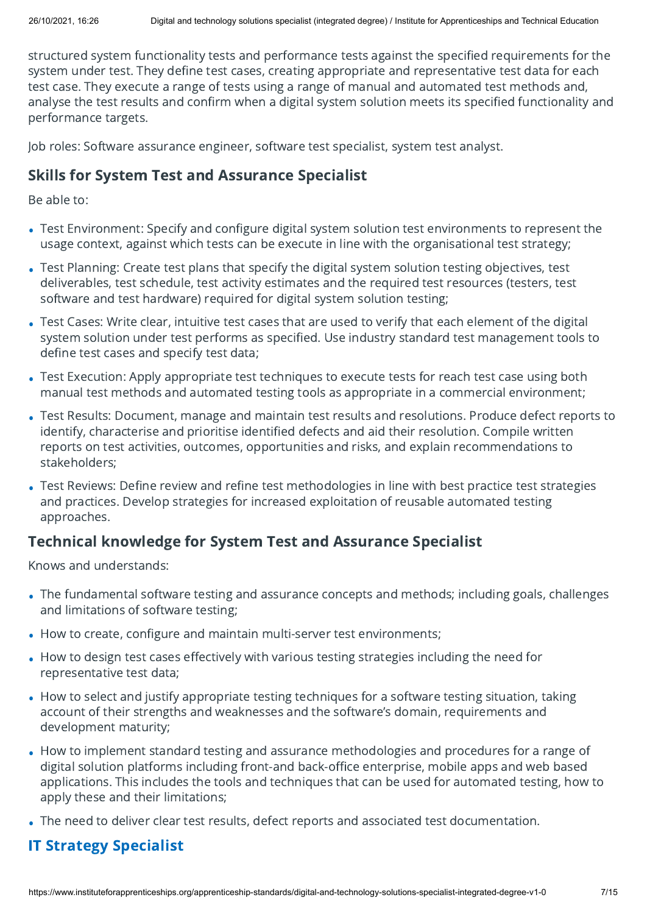structured system functionality tests and performance tests against the specified requirements for the system under test. They define test cases, creating appropriate and representative test data for each test case. They execute a range of tests using a range of manual and automated test methods and, analyse the test results and confirm when a digital system solution meets its specified functionality and performance targets.

Job roles: Software assurance engineer, software test specialist, system test analyst.

### Skills for System Test and Assurance Specialist

Be able to:

- Test Environment: Specify and configure digital system solution test environments to represent the usage context, against which tests can be execute in line with the organisational test strategy;
- Test Planning: Create test plans that specify the digital system solution testing objectives, test deliverables, test schedule, test activity estimates and the required test resources (testers, test software and test hardware) required for digital system solution testing;
- Test Cases: Write clear, intuitive test cases that are used to verify that each element of the digital system solution under test performs as specified. Use industry standard test management tools to define test cases and specify test data;
- Test Execution: Apply appropriate test techniques to execute tests for reach test case using both manual test methods and automated testing tools as appropriate in a commercial environment;
- Test Results: Document, manage and maintain test results and resolutions. Produce defect reports to identify, characterise and prioritise identified defects and aid their resolution. Compile written reports on test activities, outcomes, opportunities and risks, and explain recommendations to stakeholders;
- Test Reviews: Define review and refine test methodologies in line with best practice test strategies and practices. Develop strategies for increased exploitation of reusable automated testing approaches.

### Technical knowledge for System Test and Assurance Specialist

Knows and understands:

- The fundamental software testing and assurance concepts and methods; including goals, challenges and limitations of software testing;
- How to create, configure and maintain multi-server test environments;
- How to design test cases effectively with various testing strategies including the need for representative test data;
- How to select and justify appropriate testing techniques for a software testing situation, taking account of their strengths and weaknesses and the software's domain, requirements and development maturity;
- How to implement standard testing and assurance methodologies and procedures for a range of digital solution platforms including front-and back-office enterprise, mobile apps and web based applications. This includes the tools and techniques that can be used for automated testing, how to apply these and their limitations;
- The need to deliver clear test results, defect reports and associated test documentation.

## IT Strategy Specialist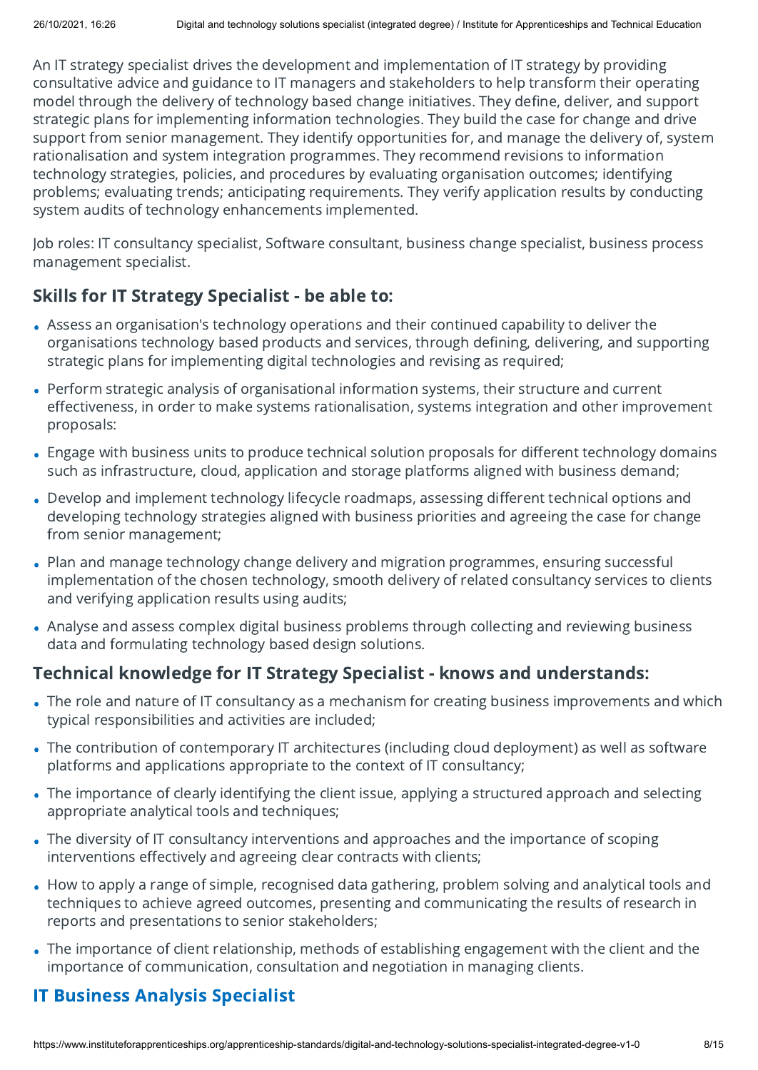An IT strategy specialist drives the development and implementation of IT strategy by providing consultative advice and guidance to IT managers and stakeholders to help transform their operating model through the delivery of technology based change initiatives. They define, deliver, and support strategic plans for implementing information technologies. They build the case for change and drive support from senior management. They identify opportunities for, and manage the delivery of, system rationalisation and system integration programmes. They recommend revisions to information technology strategies, policies, and procedures by evaluating organisation outcomes; identifying problems; evaluating trends; anticipating requirements. They verify application results by conducting system audits of technology enhancements implemented.

Job roles: IT consultancy specialist, Software consultant, business change specialist, business process management specialist.

## Skills for IT Strategy Specialist - be able to:

- Assess an organisation's technology operations and their continued capability to deliver the organisations technology based products and services, through defining, delivering, and supporting strategic plans for implementing digital technologies and revising as required;
- Perform strategic analysis of organisational information systems, their structure and current effectiveness, in order to make systems rationalisation, systems integration and other improvement proposals:
- Engage with business units to produce technical solution proposals for different technology domains such as infrastructure, cloud, application and storage platforms aligned with business demand;
- Develop and implement technology lifecycle roadmaps, assessing different technical options and developing technology strategies aligned with business priorities and agreeing the case for change from senior management;
- Plan and manage technology change delivery and migration programmes, ensuring successful implementation of the chosen technology, smooth delivery of related consultancy services to clients and verifying application results using audits;
- Analyse and assess complex digital business problems through collecting and reviewing business data and formulating technology based design solutions.

## Technical knowledge for IT Strategy Specialist - knows and understands:

- The role and nature of IT consultancy as a mechanism for creating business improvements and which typical responsibilities and activities are included;
- The contribution of contemporary IT architectures (including cloud deployment) as well as software platforms and applications appropriate to the context of IT consultancy;
- The importance of clearly identifying the client issue, applying a structured approach and selecting appropriate analytical tools and techniques;
- The diversity of IT consultancy interventions and approaches and the importance of scoping interventions effectively and agreeing clear contracts with clients;
- How to apply a range of simple, recognised data gathering, problem solving and analytical tools and techniques to achieve agreed outcomes, presenting and communicating the results of research in reports and presentations to senior stakeholders;
- The importance of client relationship, methods of establishing engagement with the client and the importance of communication, consultation and negotiation in managing clients.

## IT Business Analysis Specialist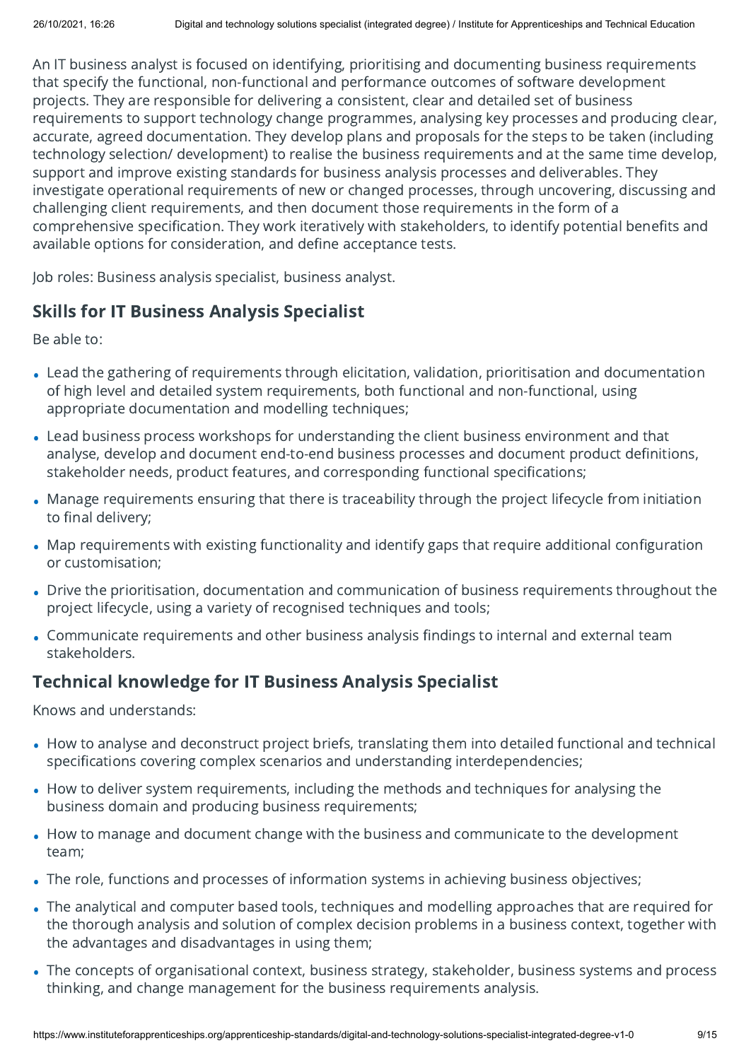An IT business analyst is focused on identifying, prioritising and documenting business requirements that specify the functional, non-functional and performance outcomes of software development projects. They are responsible for delivering a consistent, clear and detailed set of business requirements to support technology change programmes, analysing key processes and producing clear, accurate, agreed documentation. They develop plans and proposals for the steps to be taken (including technology selection/ development) to realise the business requirements and at the same time develop, support and improve existing standards for business analysis processes and deliverables. They investigate operational requirements of new or changed processes, through uncovering, discussing and challenging client requirements, and then document those requirements in the form of a comprehensive specification. They work iteratively with stakeholders, to identify potential benefits and available options for consideration, and define acceptance tests.

Job roles: Business analysis specialist, business analyst.

## Skills for IT Business Analysis Specialist

Be able to:

- Lead the gathering of requirements through elicitation, validation, prioritisation and documentation of high level and detailed system requirements, both functional and non-functional, using appropriate documentation and modelling techniques;
- Lead business process workshops for understanding the client business environment and that analyse, develop and document end-to-end business processes and document product definitions, stakeholder needs, product features, and corresponding functional specifications;
- Manage requirements ensuring that there is traceability through the project lifecycle from initiation to final delivery;
- Map requirements with existing functionality and identify gaps that require additional configuration or customisation;
- Drive the prioritisation, documentation and communication of business requirements throughout the project lifecycle, using a variety of recognised techniques and tools;
- Communicate requirements and other business analysis findings to internal and external team stakeholders.

## Technical knowledge for IT Business Analysis Specialist

Knows and understands:

- How to analyse and deconstruct project briefs, translating them into detailed functional and technical specifications covering complex scenarios and understanding interdependencies;
- How to deliver system requirements, including the methods and techniques for analysing the business domain and producing business requirements;
- How to manage and document change with the business and communicate to the development team;
- The role, functions and processes of information systems in achieving business objectives;
- The analytical and computer based tools, techniques and modelling approaches that are required for the thorough analysis and solution of complex decision problems in a business context, together with the advantages and disadvantages in using them;
- The concepts of organisational context, business strategy, stakeholder, business systems and process thinking, and change management for the business requirements analysis.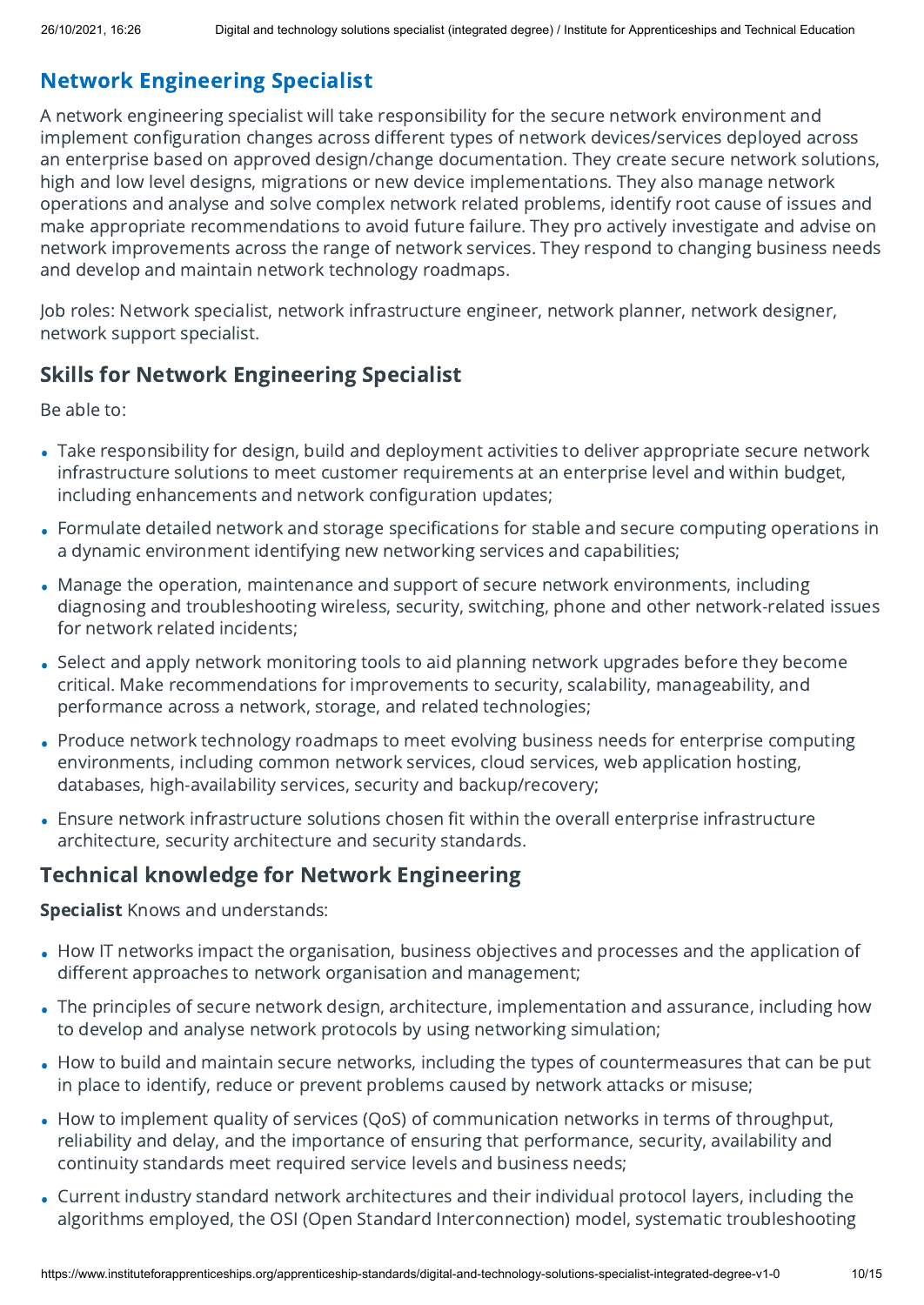## Network Engineering Specialist

A network engineering specialist will take responsibility for the secure network environment and implement configuration changes across different types of network devices/services deployed across an enterprise based on approved design/change documentation. They create secure network solutions, high and low level designs, migrations or new device implementations. They also manage network operations and analyse and solve complex network related problems, identify root cause of issues and make appropriate recommendations to avoid future failure. They pro actively investigate and advise on network improvements across the range of network services. They respond to changing business needs and develop and maintain network technology roadmaps.

Job roles: Network specialist, network infrastructure engineer, network planner, network designer, network support specialist.

### Skills for Network Engineering Specialist

Be able to:

- Take responsibility for design, build and deployment activities to deliver appropriate secure network infrastructure solutions to meet customer requirements at an enterprise level and within budget, including enhancements and network configuration updates;
- Formulate detailed network and storage specifications for stable and secure computing operations in a dynamic environment identifying new networking services and capabilities;
- Manage the operation, maintenance and support of secure network environments, including diagnosing and troubleshooting wireless, security, switching, phone and other network-related issues for network related incidents;
- Select and apply network monitoring tools to aid planning network upgrades before they become critical. Make recommendations for improvements to security, scalability, manageability, and performance across a network, storage, and related technologies;
- Produce network technology roadmaps to meet evolving business needs for enterprise computing environments, including common network services, cloud services, web application hosting, databases, high-availability services, security and backup/recovery;
- Ensure network infrastructure solutions chosen fit within the overall enterprise infrastructure architecture, security architecture and security standards.

### Technical knowledge for Network Engineering

**Specialist** Knows and understands:

- How IT networks impact the organisation, business objectives and processes and the application of different approaches to network organisation and management;
- The principles of secure network design, architecture, implementation and assurance, including how to develop and analyse network protocols by using networking simulation;
- How to build and maintain secure networks, including the types of countermeasures that can be put in place to identify, reduce or prevent problems caused by network attacks or misuse;
- How to implement quality of services (QoS) of communication networks in terms of throughput, reliability and delay, and the importance of ensuring that performance, security, availability and continuity standards meet required service levels and business needs;
- Current industry standard network architectures and their individual protocol layers, including the algorithms employed, the OSI (Open Standard Interconnection) model, systematic troubleshooting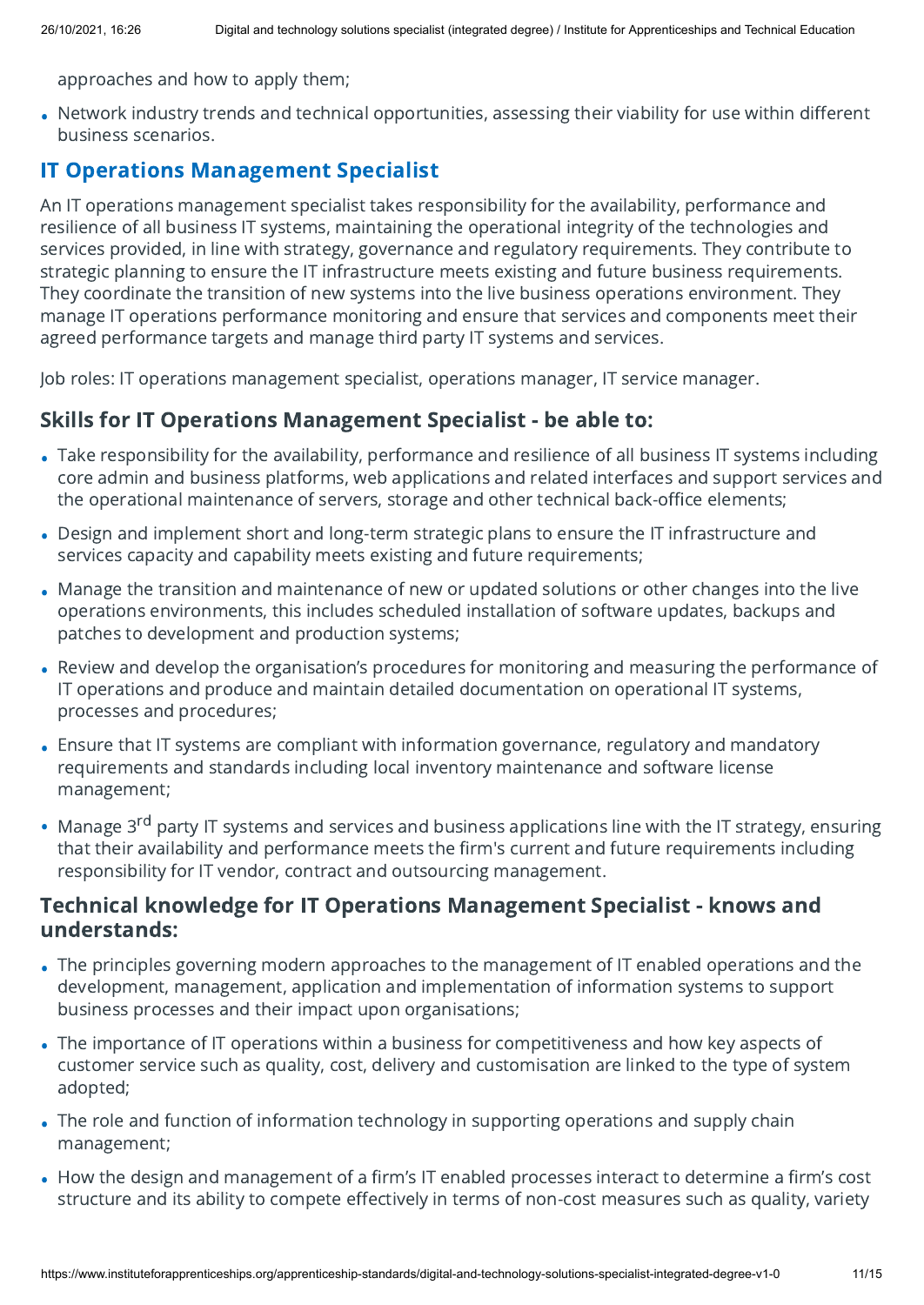approaches and how to apply them;

- Network industry trends and technical opportunities, assessing their viability for use within different business scenarios.

## IT Operations Management Specialist

An IT operations management specialist takes responsibility for the availability, performance and resilience of all business IT systems, maintaining the operational integrity of the technologies and services provided, in line with strategy, governance and regulatory requirements. They contribute to strategic planning to ensure the IT infrastructure meets existing and future business requirements. They coordinate the transition of new systems into the live business operations environment. They manage IT operations performance monitoring and ensure that services and components meet their agreed performance targets and manage third party IT systems and services.

Job roles: IT operations management specialist, operations manager, IT service manager.

### Skills for IT Operations Management Specialist - be able to:

- Take responsibility for the availability, performance and resilience of all business IT systems including core admin and business platforms, web applications and related interfaces and support services and the operational maintenance of servers, storage and other technical back-office elements;
- Design and implement short and long-term strategic plans to ensure the IT infrastructure and services capacity and capability meets existing and future requirements;
- Manage the transition and maintenance of new or updated solutions or other changes into the live operations environments, this includes scheduled installation of software updates, backups and patches to development and production systems;
- Review and develop the organisation's procedures for monitoring and measuring the performance of IT operations and produce and maintain detailed documentation on operational IT systems, processes and procedures;
- Ensure that IT systems are compliant with information governance, regulatory and mandatory requirements and standards including local inventory maintenance and software license management;
- Manage 3rd party IT systems and services and business applications line with the IT strategy, ensuring that their availability and performance meets the firm's current and future requirements including responsibility for IT vendor, contract and outsourcing management.

### Technical knowledge for IT Operations Management Specialist - knows and understands:

- The principles governing modern approaches to the management of IT enabled operations and the development, management, application and implementation of information systems to support business processes and their impact upon organisations;
- The importance of IT operations within a business for competitiveness and how key aspects of customer service such as quality, cost, delivery and customisation are linked to the type of system adopted;
- The role and function of information technology in supporting operations and supply chain management;
- How the design and management of a firm's IT enabled processes interact to determine a firm's cost structure and its ability to compete effectively in terms of non-cost measures such as quality, variety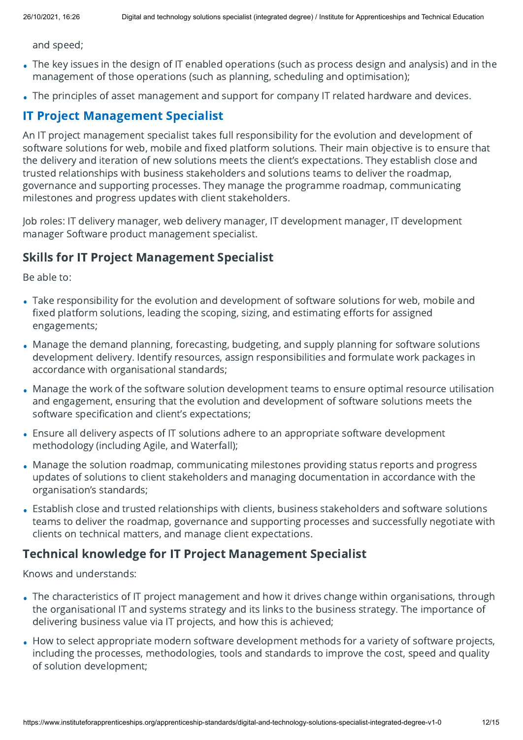and speed;

- The key issues in the design of IT enabled operations (such as process design and analysis) and in the management of those operations (such as planning, scheduling and optimisation);
- The principles of asset management and support for company IT related hardware and devices.

## IT Project Management Specialist

An IT project management specialist takes full responsibility for the evolution and development of software solutions for web, mobile and fixed platform solutions. Their main objective is to ensure that the delivery and iteration of new solutions meets the client's expectations. They establish close and trusted relationships with business stakeholders and solutions teams to deliver the roadmap, governance and supporting processes. They manage the programme roadmap, communicating milestones and progress updates with client stakeholders.

Job roles: IT delivery manager, web delivery manager, IT development manager, IT development manager Software product management specialist.

### Skills for IT Project Management Specialist

Be able to:

- Take responsibility for the evolution and development of software solutions for web, mobile and fixed platform solutions, leading the scoping, sizing, and estimating efforts for assigned engagements;
- Manage the demand planning, forecasting, budgeting, and supply planning for software solutions development delivery. Identify resources, assign responsibilities and formulate work packages in accordance with organisational standards;
- Manage the work of the software solution development teams to ensure optimal resource utilisation and engagement, ensuring that the evolution and development of software solutions meets the software specification and client's expectations;
- Ensure all delivery aspects of IT solutions adhere to an appropriate software development methodology (including Agile, and Waterfall);
- Manage the solution roadmap, communicating milestones providing status reports and progress updates of solutions to client stakeholders and managing documentation in accordance with the organisation's standards;
- Establish close and trusted relationships with clients, business stakeholders and software solutions teams to deliver the roadmap, governance and supporting processes and successfully negotiate with clients on technical matters, and manage client expectations.

### Technical knowledge for IT Project Management Specialist

Knows and understands:

- The characteristics of IT project management and how it drives change within organisations, through the organisational IT and systems strategy and its links to the business strategy. The importance of delivering business value via IT projects, and how this is achieved;
- How to select appropriate modern software development methods for a variety of software projects, including the processes, methodologies, tools and standards to improve the cost, speed and quality of solution development;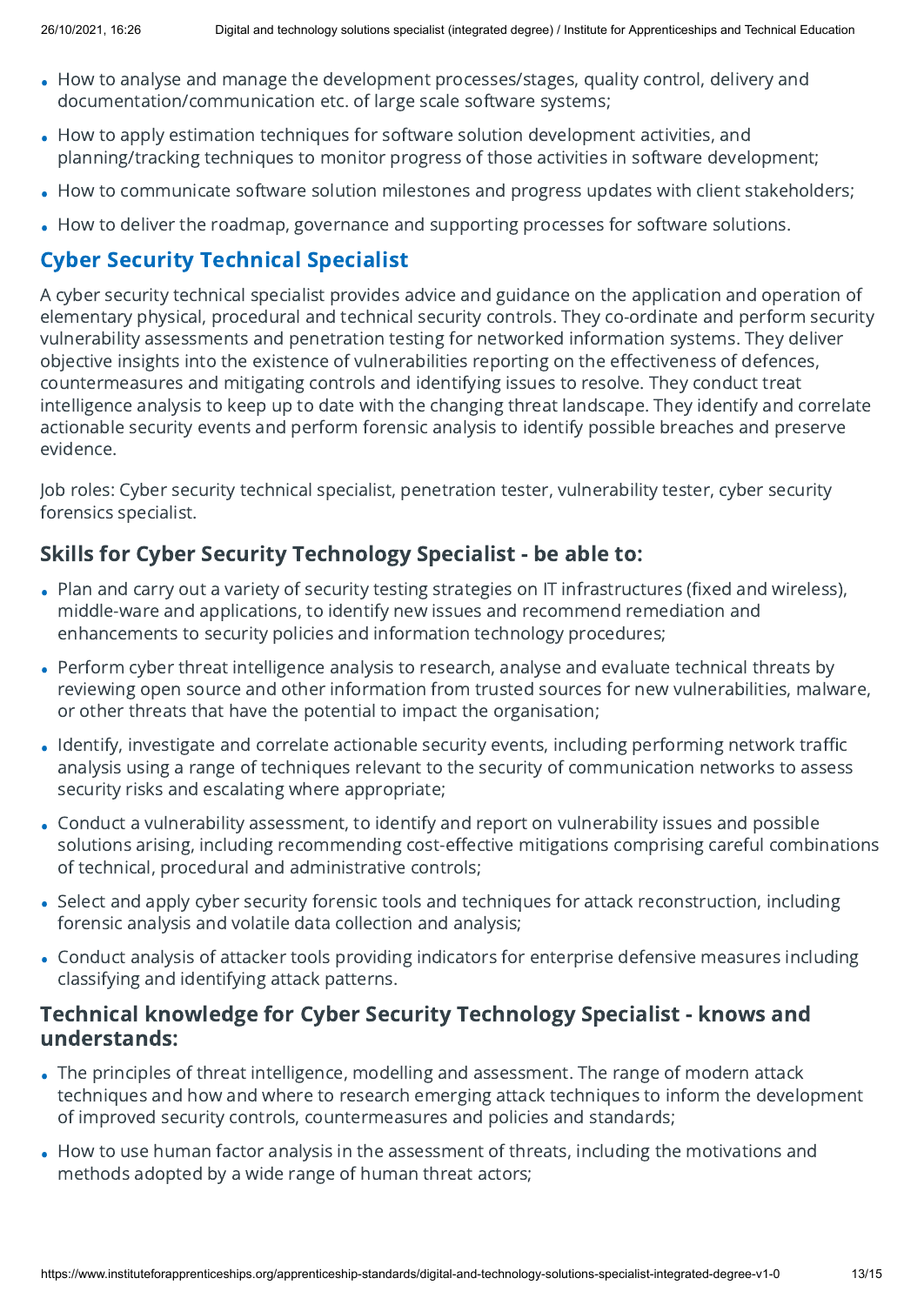- How to analyse and manage the development processes/stages, quality control, delivery and documentation/communication etc. of large scale software systems;
- How to apply estimation techniques for software solution development activities, and planning/tracking techniques to monitor progress of those activities in software development;
- How to communicate software solution milestones and progress updates with client stakeholders;
- How to deliver the roadmap, governance and supporting processes for software solutions.

## Cyber Security Technical Specialist

A cyber security technical specialist provides advice and guidance on the application and operation of elementary physical, procedural and technical security controls. They co-ordinate and perform security vulnerability assessments and penetration testing for networked information systems. They deliver objective insights into the existence of vulnerabilities reporting on the effectiveness of defences, countermeasures and mitigating controls and identifying issues to resolve. They conduct treat intelligence analysis to keep up to date with the changing threat landscape. They identify and correlate actionable security events and perform forensic analysis to identify possible breaches and preserve evidence.

Job roles: Cyber security technical specialist, penetration tester, vulnerability tester, cyber security forensics specialist.

### Skills for Cyber Security Technology Specialist - be able to:

- Plan and carry out a variety of security testing strategies on IT infrastructures (fixed and wireless), middle-ware and applications, to identify new issues and recommend remediation and enhancements to security policies and information technology procedures;
- Perform cyber threat intelligence analysis to research, analyse and evaluate technical threats by reviewing open source and other information from trusted sources for new vulnerabilities, malware, or other threats that have the potential to impact the organisation;
- Identify, investigate and correlate actionable security events, including performing network traffic analysis using a range of techniques relevant to the security of communication networks to assess security risks and escalating where appropriate;
- Conduct a vulnerability assessment, to identify and report on vulnerability issues and possible solutions arising, including recommending cost-effective mitigations comprising careful combinations of technical, procedural and administrative controls;
- Select and apply cyber security forensic tools and techniques for attack reconstruction, including forensic analysis and volatile data collection and analysis;
- Conduct analysis of attacker tools providing indicators for enterprise defensive measures including classifying and identifying attack patterns.

### Technical knowledge for Cyber Security Technology Specialist - knows and understands:

- The principles of threat intelligence, modelling and assessment. The range of modern attack techniques and how and where to research emerging attack techniques to inform the development of improved security controls, countermeasures and policies and standards;
- How to use human factor analysis in the assessment of threats, including the motivations and methods adopted by a wide range of human threat actors;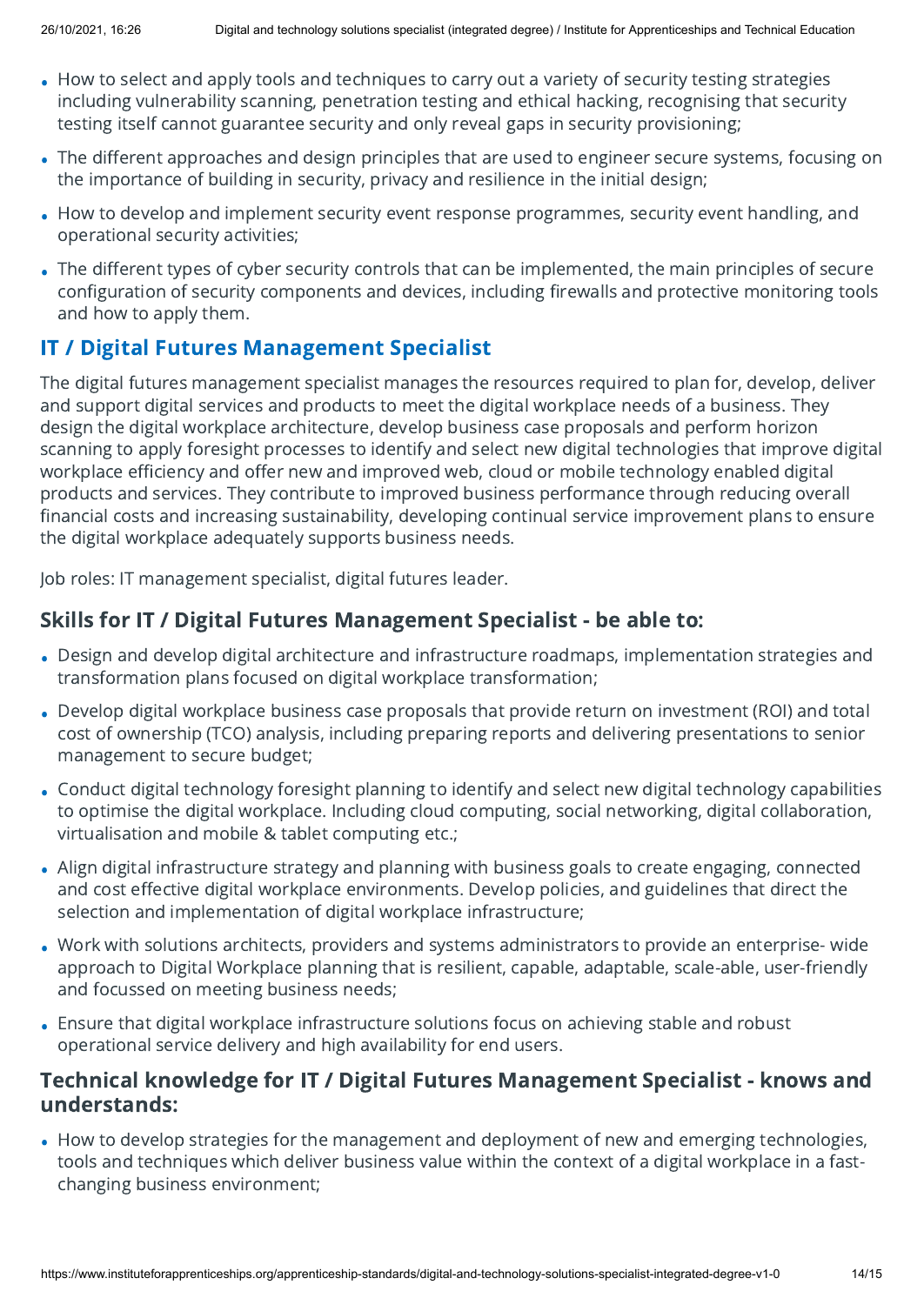- How to select and apply tools and techniques to carry out a variety of security testing strategies including vulnerability scanning, penetration testing and ethical hacking, recognising that security testing itself cannot guarantee security and only reveal gaps in security provisioning;
- The different approaches and design principles that are used to engineer secure systems, focusing on the importance of building in security, privacy and resilience in the initial design;
- How to develop and implement security event response programmes, security event handling, and operational security activities;
- The different types of cyber security controls that can be implemented, the main principles of secure configuration of security components and devices, including firewalls and protective monitoring tools and how to apply them.

## IT / Digital Futures Management Specialist

The digital futures management specialist manages the resources required to plan for, develop, deliver and support digital services and products to meet the digital workplace needs of a business. They design the digital workplace architecture, develop business case proposals and perform horizon scanning to apply foresight processes to identify and select new digital technologies that improve digital workplace efficiency and offer new and improved web, cloud or mobile technology enabled digital products and services. They contribute to improved business performance through reducing overall financial costs and increasing sustainability, developing continual service improvement plans to ensure the digital workplace adequately supports business needs.

Job roles: IT management specialist, digital futures leader.

### Skills for IT / Digital Futures Management Specialist - be able to:

- Design and develop digital architecture and infrastructure roadmaps, implementation strategies and transformation plans focused on digital workplace transformation;
- Develop digital workplace business case proposals that provide return on investment (ROI) and total cost of ownership (TCO) analysis, including preparing reports and delivering presentations to senior management to secure budget;
- Conduct digital technology foresight planning to identify and select new digital technology capabilities to optimise the digital workplace. Including cloud computing, social networking, digital collaboration, virtualisation and mobile & tablet computing etc.;
- Align digital infrastructure strategy and planning with business goals to create engaging, connected and cost effective digital workplace environments. Develop policies, and guidelines that direct the selection and implementation of digital workplace infrastructure;
- Work with solutions architects, providers and systems administrators to provide an enterprise- wide approach to Digital Workplace planning that is resilient, capable, adaptable, scale-able, user-friendly and focussed on meeting business needs;
- Ensure that digital workplace infrastructure solutions focus on achieving stable and robust operational service delivery and high availability for end users.

### Technical knowledge for IT / Digital Futures Management Specialist - knows and understands:

- How to develop strategies for the management and deployment of new and emerging technologies, tools and techniques which deliver business value within the context of a digital workplace in a fast-changing business environment;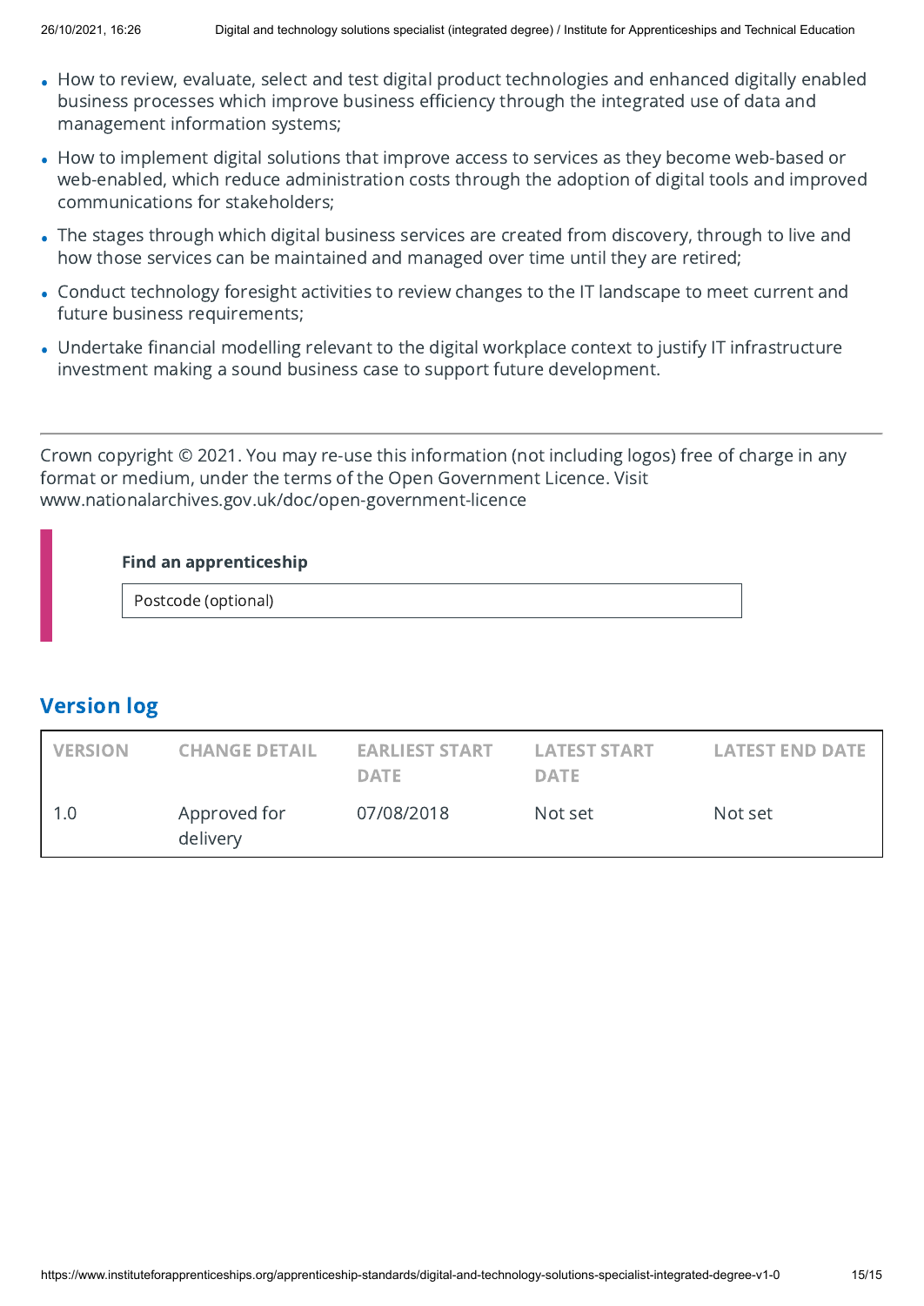- How to review, evaluate, select and test digital product technologies and enhanced digitally enabled business processes which improve business efficiency through the integrated use of data and management information systems;
- How to implement digital solutions that improve access to services as they become web-based or web-enabled, which reduce administration costs through the adoption of digital tools and improved communications for stakeholders;
- The stages through which digital business services are created from discovery, through to live and how those services can be maintained and managed over time until they are retired;
- Conduct technology foresight activities to review changes to the IT landscape to meet current and future business requirements;
- Undertake financial modelling relevant to the digital workplace context to justify IT infrastructure investment making a sound business case to support future development.

---

Crown copyright © 2021. You may re-use this information (not including logos) free of charge in any format or medium, under the terms of the Open Government Licence. Visit www.nationalarchives.gov.uk/doc/open-government-licence

**Find an apprenticeship**

Postcode (optional)

## Version log

| VERSION | CHANGE DETAIL | EARLIEST START DATE | LATEST START DATE | LATEST END DATE |
|---|---|---|---|---|
| 1.0 | Approved for delivery | 07/08/2018 | Not set | Not set |